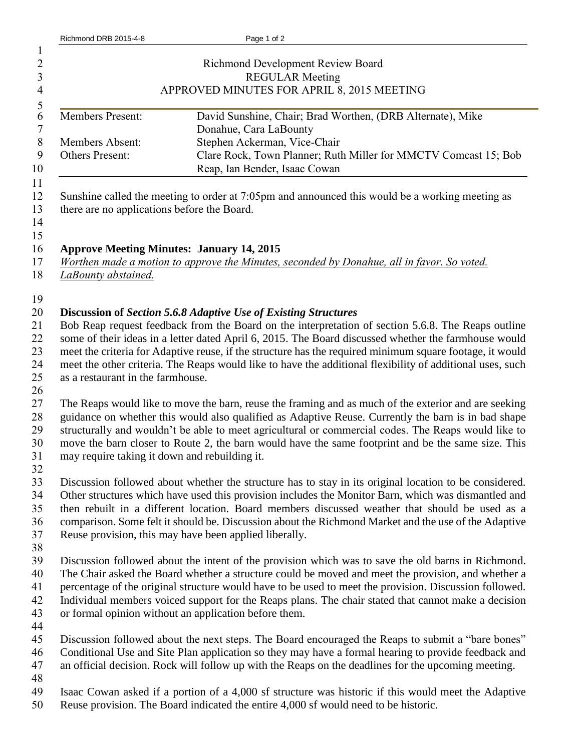Richmond Development Review Board
REGULAR Meeting
APPROVED MINUTES FOR APRIL 8, 2015 MEETING

| | |
|---|---|
| Members Present: | David Sunshine, Chair; Brad Worthen, (DRB Alternate), Mike Donahue, Cara LaBounty |
| Members Absent: | Stephen Ackerman, Vice-Chair |
| Others Present: | Clare Rock, Town Planner; Ruth Miller for MMCTV Comcast 15; Bob Reap, Ian Bender, Isaac Cowan |

Sunshine called the meeting to order at 7:05pm and announced this would be a working meeting as there are no applications before the Board.

**Approve Meeting Minutes: January 14, 2015**

*Worthen made a motion to approve the Minutes, seconded by Donahue, all in favor. So voted. LaBounty abstained.*

**Discussion of *Section 5.6.8 Adaptive Use of Existing Structures***

Bob Reap request feedback from the Board on the interpretation of section 5.6.8. The Reaps outline some of their ideas in a letter dated April 6, 2015. The Board discussed whether the farmhouse would meet the criteria for Adaptive reuse, if the structure has the required minimum square footage, it would meet the other criteria. The Reaps would like to have the additional flexibility of additional uses, such as a restaurant in the farmhouse.

The Reaps would like to move the barn, reuse the framing and as much of the exterior and are seeking guidance on whether this would also qualified as Adaptive Reuse. Currently the barn is in bad shape structurally and wouldn't be able to meet agricultural or commercial codes. The Reaps would like to move the barn closer to Route 2, the barn would have the same footprint and be the same size. This may require taking it down and rebuilding it.

Discussion followed about whether the structure has to stay in its original location to be considered. Other structures which have used this provision includes the Monitor Barn, which was dismantled and then rebuilt in a different location. Board members discussed weather that should be used as a comparison. Some felt it should be. Discussion about the Richmond Market and the use of the Adaptive Reuse provision, this may have been applied liberally.

Discussion followed about the intent of the provision which was to save the old barns in Richmond. The Chair asked the Board whether a structure could be moved and meet the provision, and whether a percentage of the original structure would have to be used to meet the provision. Discussion followed. Individual members voiced support for the Reaps plans. The chair stated that cannot make a decision or formal opinion without an application before them.

Discussion followed about the next steps. The Board encouraged the Reaps to submit a "bare bones" Conditional Use and Site Plan application so they may have a formal hearing to provide feedback and an official decision. Rock will follow up with the Reaps on the deadlines for the upcoming meeting.

Isaac Cowan asked if a portion of a 4,000 sf structure was historic if this would meet the Adaptive Reuse provision. The Board indicated the entire 4,000 sf would need to be historic.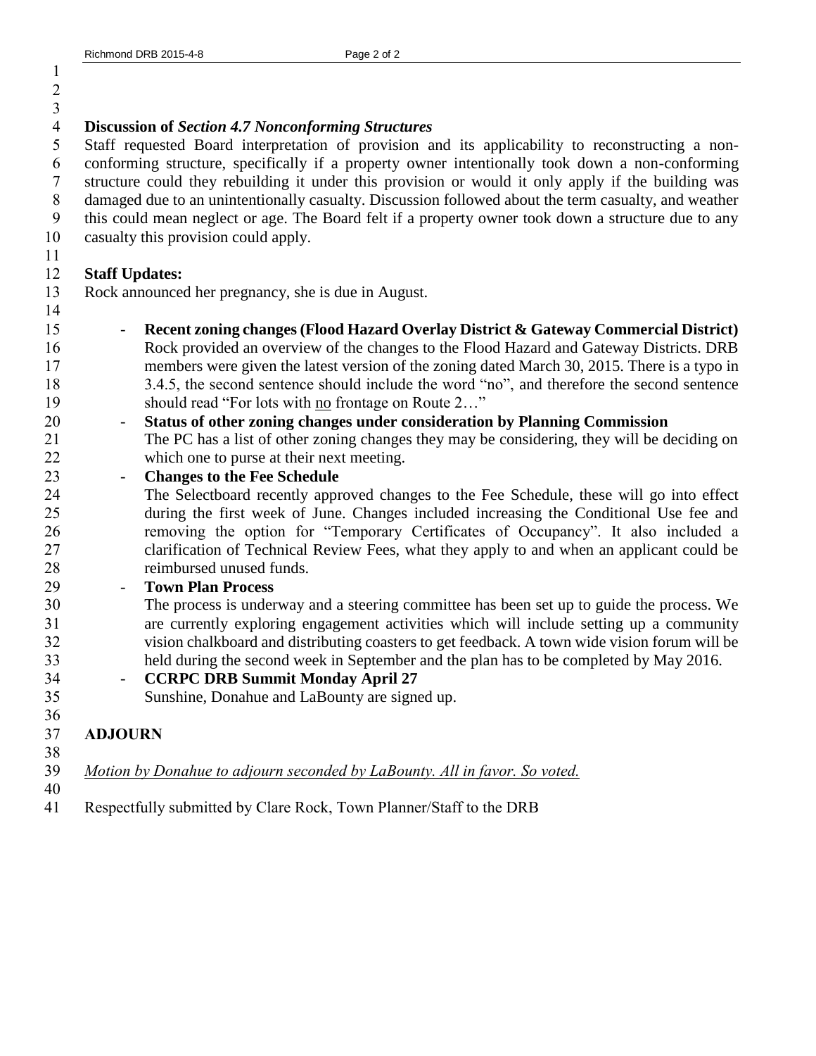**Discussion of *Section 4.7 Nonconforming Structures***

Staff requested Board interpretation of provision and its applicability to reconstructing a non-conforming structure, specifically if a property owner intentionally took down a non-conforming structure could they rebuilding it under this provision or would it only apply if the building was damaged due to an unintentionally casualty. Discussion followed about the term casualty, and weather this could mean neglect or age. The Board felt if a property owner took down a structure due to any casualty this provision could apply.

**Staff Updates:**

Rock announced her pregnancy, she is due in August.

- **Recent zoning changes (Flood Hazard Overlay District & Gateway Commercial District)**
  Rock provided an overview of the changes to the Flood Hazard and Gateway Districts. DRB members were given the latest version of the zoning dated March 30, 2015. There is a typo in 3.4.5, the second sentence should include the word "no", and therefore the second sentence should read "For lots with no frontage on Route 2…"
- **Status of other zoning changes under consideration by Planning Commission**
  The PC has a list of other zoning changes they may be considering, they will be deciding on which one to purse at their next meeting.
- **Changes to the Fee Schedule**
  The Selectboard recently approved changes to the Fee Schedule, these will go into effect during the first week of June. Changes included increasing the Conditional Use fee and removing the option for "Temporary Certificates of Occupancy". It also included a clarification of Technical Review Fees, what they apply to and when an applicant could be reimbursed unused funds.
- **Town Plan Process**
  The process is underway and a steering committee has been set up to guide the process. We are currently exploring engagement activities which will include setting up a community vision chalkboard and distributing coasters to get feedback. A town wide vision forum will be held during the second week in September and the plan has to be completed by May 2016.
- **CCRPC DRB Summit Monday April 27**
  Sunshine, Donahue and LaBounty are signed up.

**ADJOURN**

*Motion by Donahue to adjourn seconded by LaBounty. All in favor. So voted.*

Respectfully submitted by Clare Rock, Town Planner/Staff to the DRB